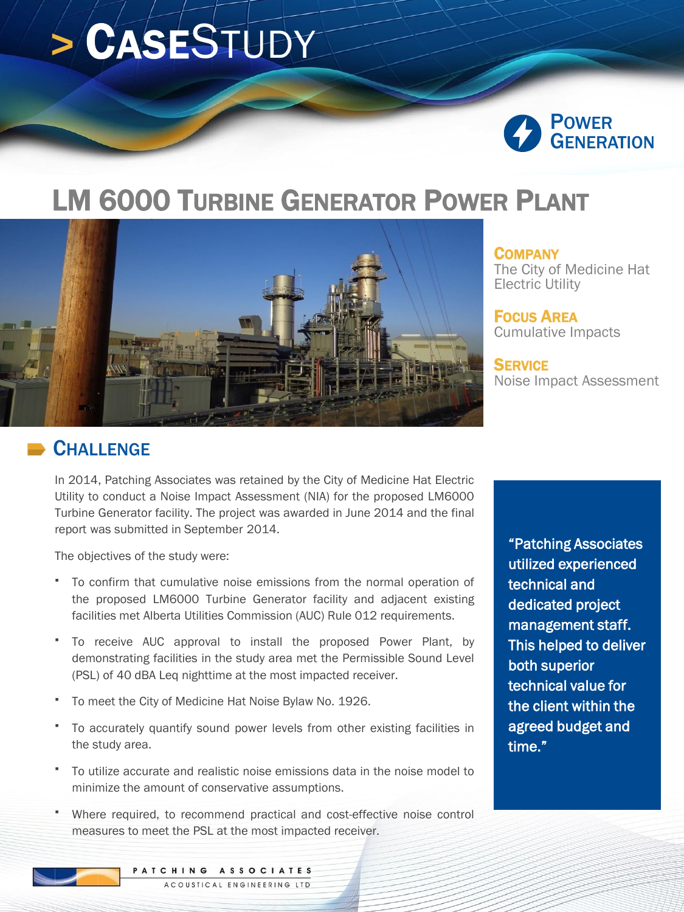# > CASESTUDY

**POWER GENERATION**

# LM 6000 TURBINE GENERATOR POWER PLANT

**COMPANY**
The City of Medicine Hat Electric Utility

**FOCUS AREA**
Cumulative Impacts

**SERVICE**
Noise Impact Assessment

## CHALLENGE

In 2014, Patching Associates was retained by the City of Medicine Hat Electric Utility to conduct a Noise Impact Assessment (NIA) for the proposed LM6000 Turbine Generator facility. The project was awarded in June 2014 and the final report was submitted in September 2014.

The objectives of the study were:

- To confirm that cumulative noise emissions from the normal operation of the proposed LM6000 Turbine Generator facility and adjacent existing facilities met Alberta Utilities Commission (AUC) Rule 012 requirements.
- To receive AUC approval to install the proposed Power Plant, by demonstrating facilities in the study area met the Permissible Sound Level (PSL) of 40 dBA Leq nighttime at the most impacted receiver.
- To meet the City of Medicine Hat Noise Bylaw No. 1926.
- To accurately quantify sound power levels from other existing facilities in the study area.
- To utilize accurate and realistic noise emissions data in the noise model to minimize the amount of conservative assumptions.
- Where required, to recommend practical and cost-effective noise control measures to meet the PSL at the most impacted receiver.

> "Patching Associates utilized experienced technical and dedicated project management staff. This helped to deliver both superior technical value for the client within the agreed budget and time."

PATCHING ASSOCIATES
ACOUSTICAL ENGINEERING LTD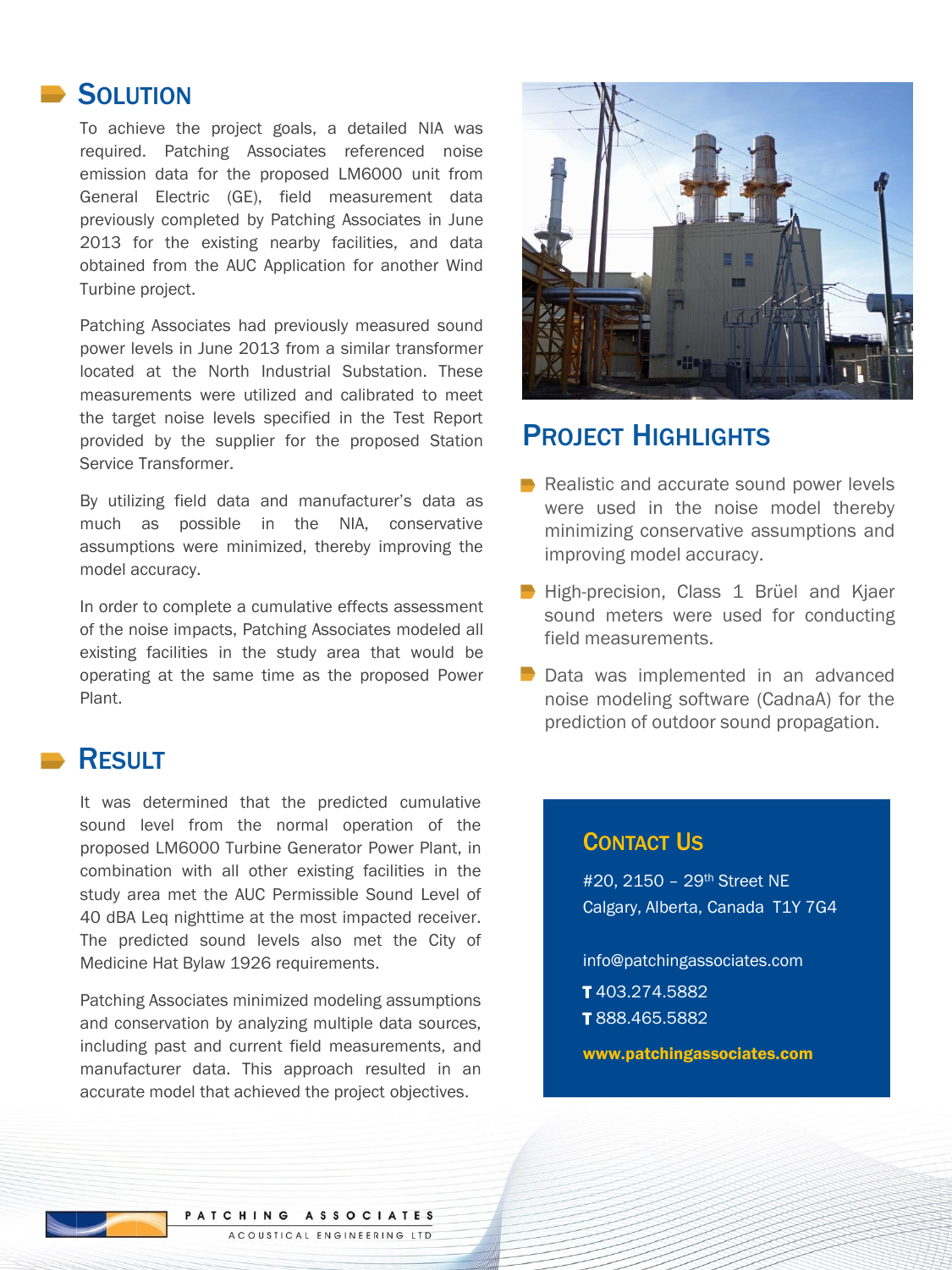## Solution

To achieve the project goals, a detailed NIA was required. Patching Associates referenced noise emission data for the proposed LM6000 unit from General Electric (GE), field measurement data previously completed by Patching Associates in June 2013 for the existing nearby facilities, and data obtained from the AUC Application for another Wind Turbine project.

Patching Associates had previously measured sound power levels in June 2013 from a similar transformer located at the North Industrial Substation. These measurements were utilized and calibrated to meet the target noise levels specified in the Test Report provided by the supplier for the proposed Station Service Transformer.

By utilizing field data and manufacturer's data as much as possible in the NIA, conservative assumptions were minimized, thereby improving the model accuracy.

In order to complete a cumulative effects assessment of the noise impacts, Patching Associates modeled all existing facilities in the study area that would be operating at the same time as the proposed Power Plant.

## Result

It was determined that the predicted cumulative sound level from the normal operation of the proposed LM6000 Turbine Generator Power Plant, in combination with all other existing facilities in the study area met the AUC Permissible Sound Level of 40 dBA Leq nighttime at the most impacted receiver. The predicted sound levels also met the City of Medicine Hat Bylaw 1926 requirements.

Patching Associates minimized modeling assumptions and conservation by analyzing multiple data sources, including past and current field measurements, and manufacturer data. This approach resulted in an accurate model that achieved the project objectives.

## Project Highlights

- Realistic and accurate sound power levels were used in the noise model thereby minimizing conservative assumptions and improving model accuracy.
- High-precision, Class 1 Brüel and Kjaer sound meters were used for conducting field measurements.
- Data was implemented in an advanced noise modeling software (CadnaA) for the prediction of outdoor sound propagation.

## Contact Us

#20, 2150 – 29th Street NE
Calgary, Alberta, Canada T1Y 7G4

info@patchingassociates.com

**T** 403.274.5882

**T** 888.465.5882

**www.patchingassociates.com**

PATCHING ASSOCIATES
ACOUSTICAL ENGINEERING LTD